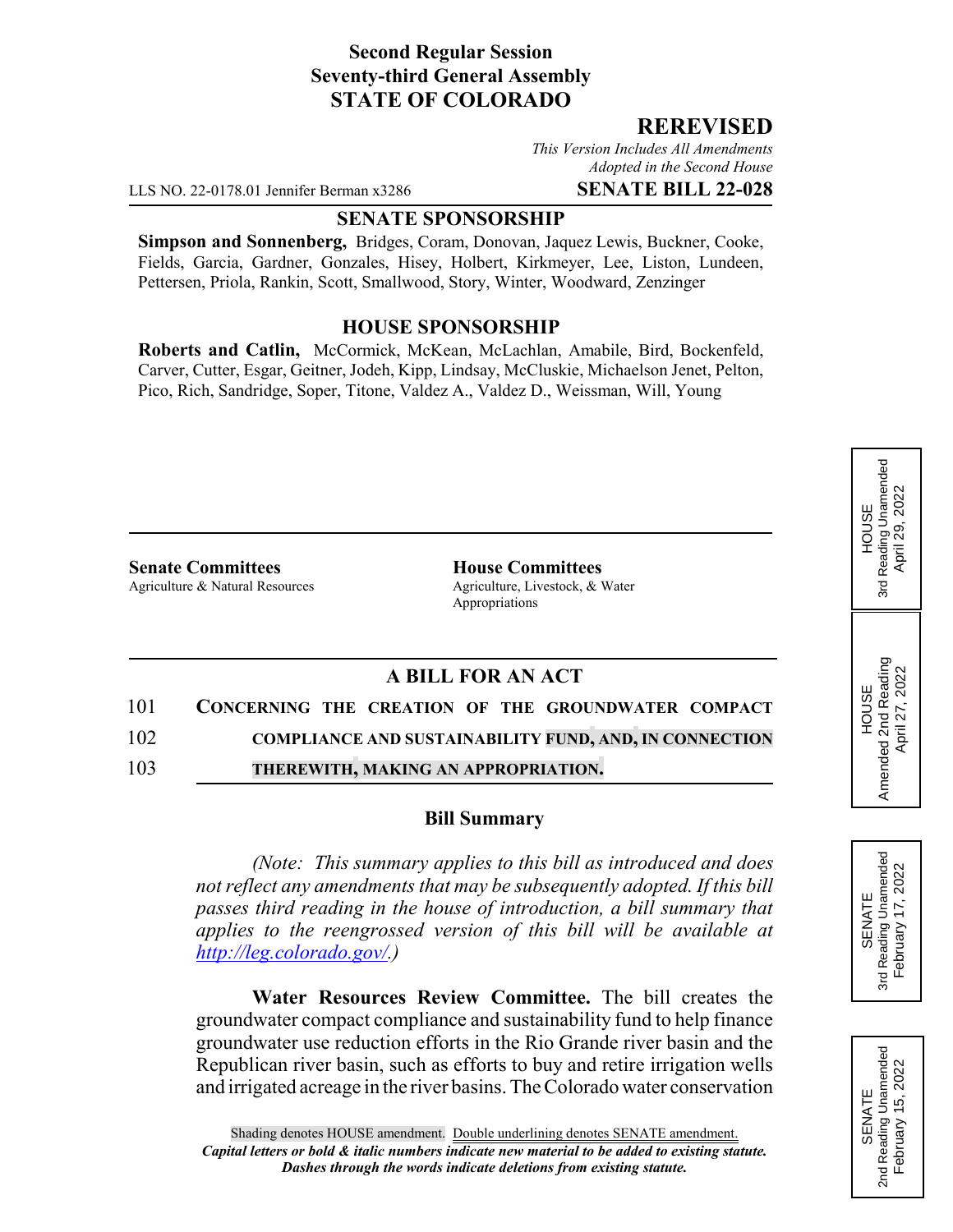**Second Regular Session**
**Seventy-third General Assembly**
**STATE OF COLORADO**

## REREVISED

*This Version Includes All Amendments Adopted in the Second House*

LLS NO. 22-0178.01 Jennifer Berman x3286 **SENATE BILL 22-028**

### SENATE SPONSORSHIP

**Simpson and Sonnenberg,** Bridges, Coram, Donovan, Jaquez Lewis, Buckner, Cooke, Fields, Garcia, Gardner, Gonzales, Hisey, Holbert, Kirkmeyer, Lee, Liston, Lundeen, Pettersen, Priola, Rankin, Scott, Smallwood, Story, Winter, Woodward, Zenzinger

### HOUSE SPONSORSHIP

**Roberts and Catlin,** McCormick, McKean, McLachlan, Amabile, Bird, Bockenfeld, Carver, Cutter, Esgar, Geitner, Jodeh, Kipp, Lindsay, McCluskie, Michaelson Jenet, Pelton, Pico, Rich, Sandridge, Soper, Titone, Valdez A., Valdez D., Weissman, Will, Young

**Senate Committees**
Agriculture & Natural Resources

**House Committees**
Agriculture, Livestock, & Water
Appropriations

HOUSE 3rd Reading Unamended April 29, 2022

HOUSE Amended 2nd Reading April 27, 2022

SENATE 3rd Reading Unamended February 17, 2022

SENATE 2nd Reading Unamended February 15, 2022

### A BILL FOR AN ACT

101 **CONCERNING THE CREATION OF THE GROUNDWATER COMPACT**
102 **COMPLIANCE AND SUSTAINABILITY FUND, AND, IN CONNECTION**
103 **THEREWITH, MAKING AN APPROPRIATION.**

### Bill Summary

*(Note: This summary applies to this bill as introduced and does not reflect any amendments that may be subsequently adopted. If this bill passes third reading in the house of introduction, a bill summary that applies to the reengrossed version of this bill will be available at http://leg.colorado.gov/.)*

**Water Resources Review Committee.** The bill creates the groundwater compact compliance and sustainability fund to help finance groundwater use reduction efforts in the Rio Grande river basin and the Republican river basin, such as efforts to buy and retire irrigation wells and irrigated acreage in the river basins. The Colorado water conservation

Shading denotes HOUSE amendment. Double underlining denotes SENATE amendment.
*Capital letters or bold & italic numbers indicate new material to be added to existing statute.*
*Dashes through the words indicate deletions from existing statute.*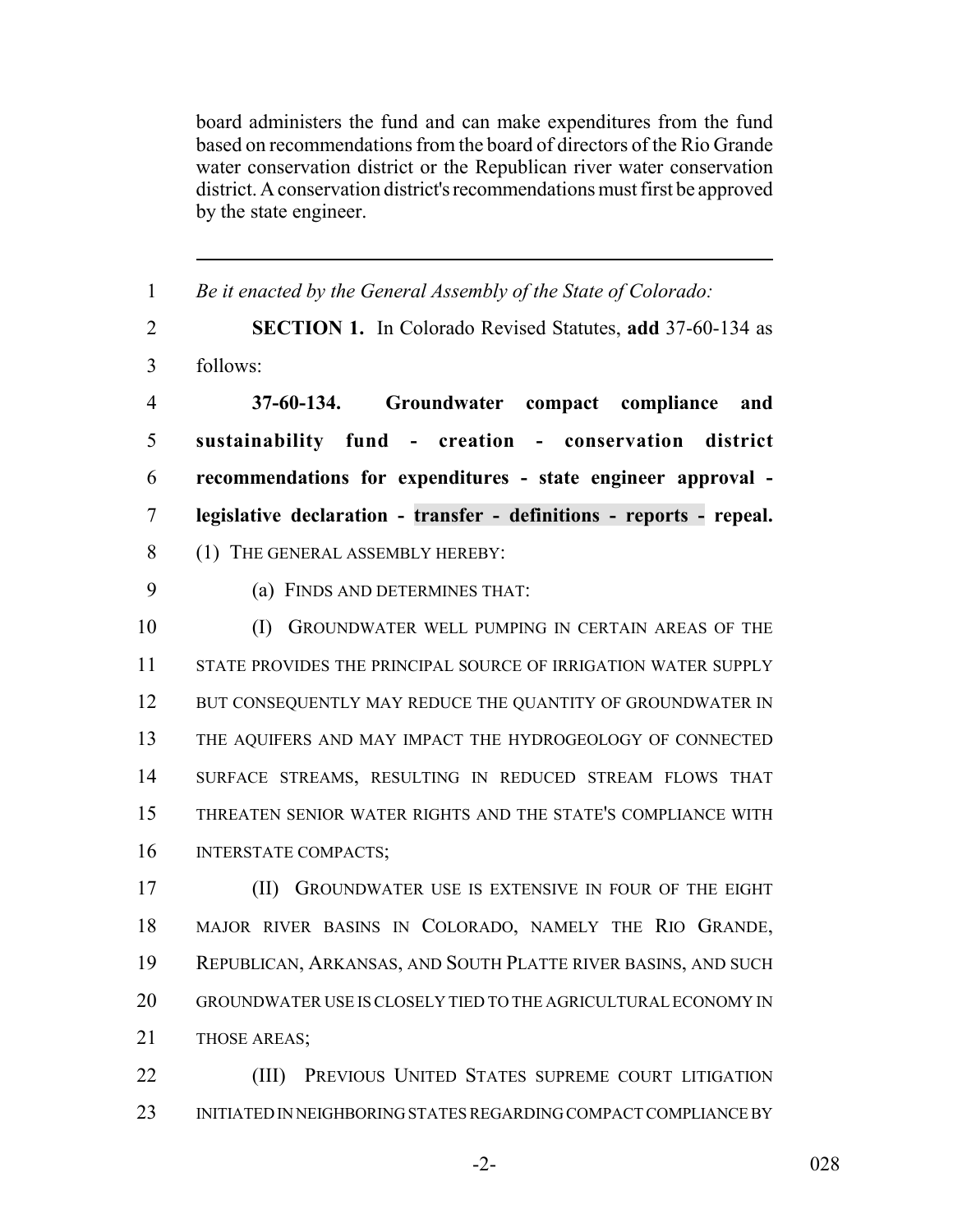board administers the fund and can make expenditures from the fund based on recommendations from the board of directors of the Rio Grande water conservation district or the Republican river water conservation district. A conservation district's recommendations must first be approved by the state engineer.

---

1 *Be it enacted by the General Assembly of the State of Colorado:*

2 **SECTION 1.** In Colorado Revised Statutes, **add** 37-60-134 as 3 follows:

4 **37-60-134. Groundwater compact compliance and** 5 **sustainability fund - creation - conservation district** 6 **recommendations for expenditures - state engineer approval -** 7 **legislative declaration - transfer - definitions - reports - repeal.**

8 (1) THE GENERAL ASSEMBLY HEREBY:

9 (a) FINDS AND DETERMINES THAT:

10 (I) GROUNDWATER WELL PUMPING IN CERTAIN AREAS OF THE 11 STATE PROVIDES THE PRINCIPAL SOURCE OF IRRIGATION WATER SUPPLY 12 BUT CONSEQUENTLY MAY REDUCE THE QUANTITY OF GROUNDWATER IN 13 THE AQUIFERS AND MAY IMPACT THE HYDROGEOLOGY OF CONNECTED 14 SURFACE STREAMS, RESULTING IN REDUCED STREAM FLOWS THAT 15 THREATEN SENIOR WATER RIGHTS AND THE STATE'S COMPLIANCE WITH 16 INTERSTATE COMPACTS;

17 (II) GROUNDWATER USE IS EXTENSIVE IN FOUR OF THE EIGHT 18 MAJOR RIVER BASINS IN COLORADO, NAMELY THE RIO GRANDE, 19 REPUBLICAN, ARKANSAS, AND SOUTH PLATTE RIVER BASINS, AND SUCH 20 GROUNDWATER USE IS CLOSELY TIED TO THE AGRICULTURAL ECONOMY IN 21 THOSE AREAS;

22 (III) PREVIOUS UNITED STATES SUPREME COURT LITIGATION 23 INITIATED IN NEIGHBORING STATES REGARDING COMPACT COMPLIANCE BY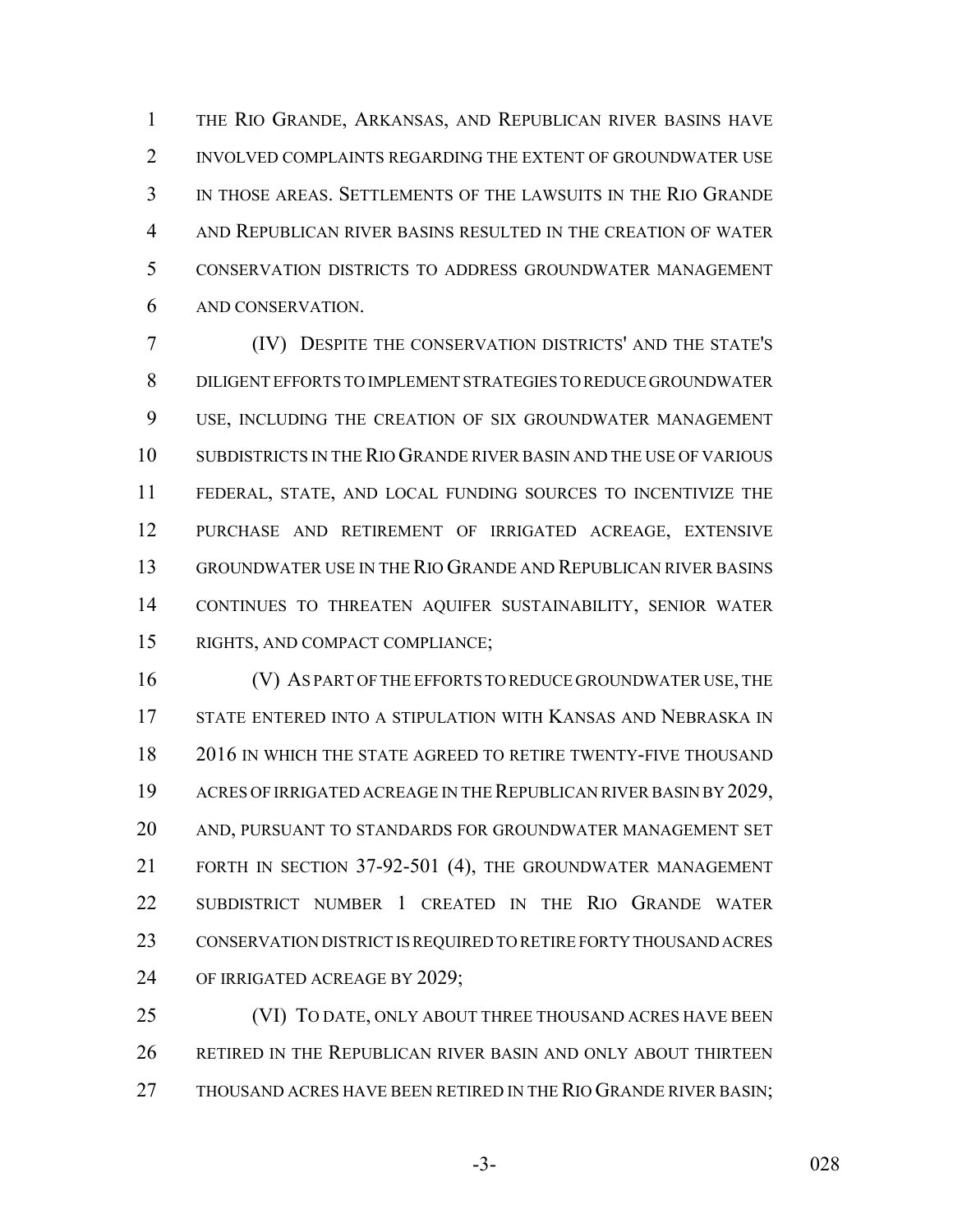THE RIO GRANDE, ARKANSAS, AND REPUBLICAN RIVER BASINS HAVE INVOLVED COMPLAINTS REGARDING THE EXTENT OF GROUNDWATER USE IN THOSE AREAS. SETTLEMENTS OF THE LAWSUITS IN THE RIO GRANDE AND REPUBLICAN RIVER BASINS RESULTED IN THE CREATION OF WATER CONSERVATION DISTRICTS TO ADDRESS GROUNDWATER MANAGEMENT AND CONSERVATION.

(IV) DESPITE THE CONSERVATION DISTRICTS' AND THE STATE'S DILIGENT EFFORTS TO IMPLEMENT STRATEGIES TO REDUCE GROUNDWATER USE, INCLUDING THE CREATION OF SIX GROUNDWATER MANAGEMENT SUBDISTRICTS IN THE RIO GRANDE RIVER BASIN AND THE USE OF VARIOUS FEDERAL, STATE, AND LOCAL FUNDING SOURCES TO INCENTIVIZE THE PURCHASE AND RETIREMENT OF IRRIGATED ACREAGE, EXTENSIVE GROUNDWATER USE IN THE RIO GRANDE AND REPUBLICAN RIVER BASINS CONTINUES TO THREATEN AQUIFER SUSTAINABILITY, SENIOR WATER RIGHTS, AND COMPACT COMPLIANCE;

(V) AS PART OF THE EFFORTS TO REDUCE GROUNDWATER USE, THE STATE ENTERED INTO A STIPULATION WITH KANSAS AND NEBRASKA IN 2016 IN WHICH THE STATE AGREED TO RETIRE TWENTY-FIVE THOUSAND ACRES OF IRRIGATED ACREAGE IN THE REPUBLICAN RIVER BASIN BY 2029, AND, PURSUANT TO STANDARDS FOR GROUNDWATER MANAGEMENT SET FORTH IN SECTION 37-92-501 (4), THE GROUNDWATER MANAGEMENT SUBDISTRICT NUMBER 1 CREATED IN THE RIO GRANDE WATER CONSERVATION DISTRICT IS REQUIRED TO RETIRE FORTY THOUSAND ACRES OF IRRIGATED ACREAGE BY 2029;

(VI) TO DATE, ONLY ABOUT THREE THOUSAND ACRES HAVE BEEN RETIRED IN THE REPUBLICAN RIVER BASIN AND ONLY ABOUT THIRTEEN THOUSAND ACRES HAVE BEEN RETIRED IN THE RIO GRANDE RIVER BASIN;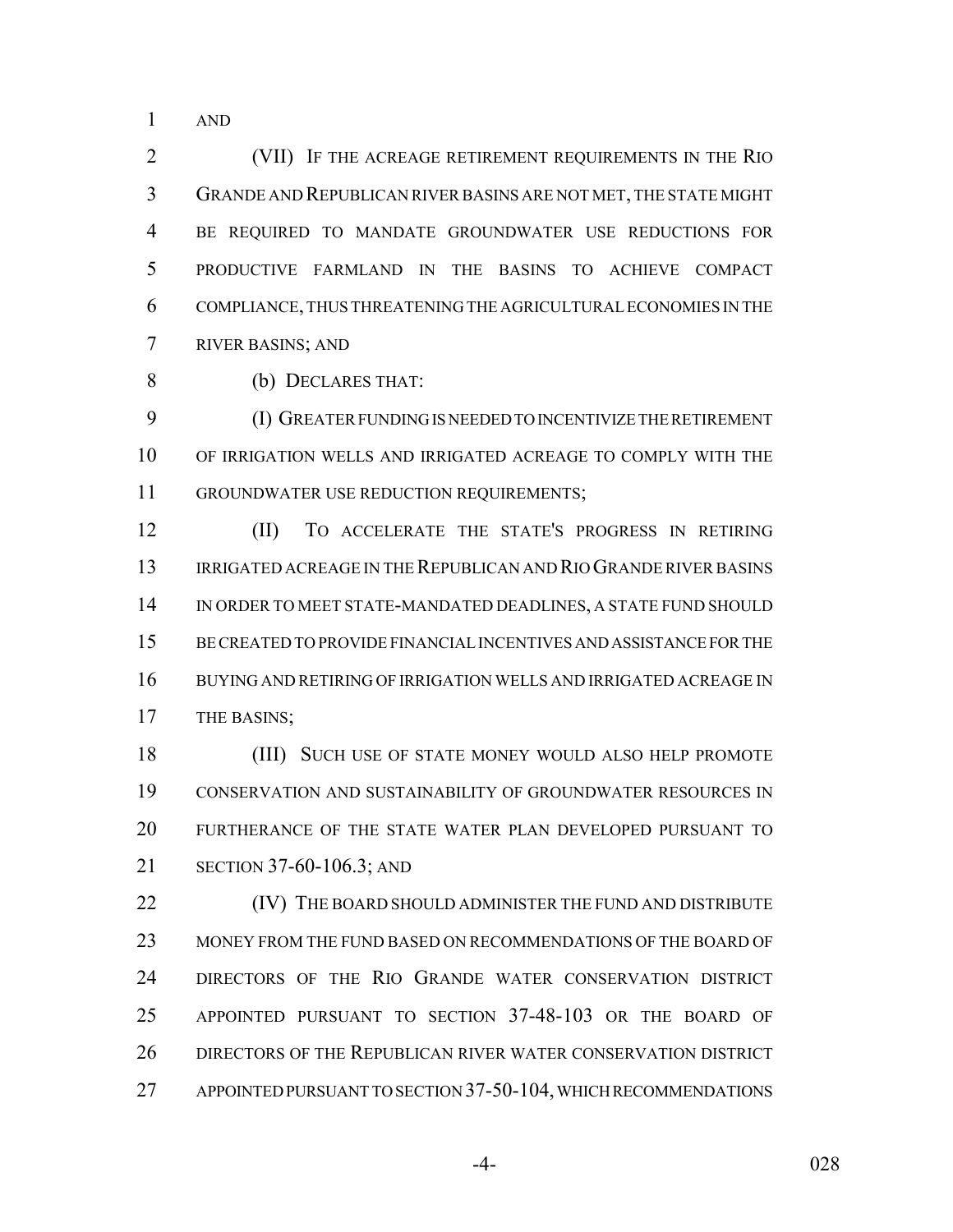AND

(VII) IF THE ACREAGE RETIREMENT REQUIREMENTS IN THE RIO GRANDE AND REPUBLICAN RIVER BASINS ARE NOT MET, THE STATE MIGHT BE REQUIRED TO MANDATE GROUNDWATER USE REDUCTIONS FOR PRODUCTIVE FARMLAND IN THE BASINS TO ACHIEVE COMPACT COMPLIANCE, THUS THREATENING THE AGRICULTURAL ECONOMIES IN THE RIVER BASINS; AND

(b) DECLARES THAT:

(I) GREATER FUNDING IS NEEDED TO INCENTIVIZE THE RETIREMENT OF IRRIGATION WELLS AND IRRIGATED ACREAGE TO COMPLY WITH THE GROUNDWATER USE REDUCTION REQUIREMENTS;

(II) TO ACCELERATE THE STATE'S PROGRESS IN RETIRING IRRIGATED ACREAGE IN THE REPUBLICAN AND RIO GRANDE RIVER BASINS IN ORDER TO MEET STATE-MANDATED DEADLINES, A STATE FUND SHOULD BE CREATED TO PROVIDE FINANCIAL INCENTIVES AND ASSISTANCE FOR THE BUYING AND RETIRING OF IRRIGATION WELLS AND IRRIGATED ACREAGE IN THE BASINS;

(III) SUCH USE OF STATE MONEY WOULD ALSO HELP PROMOTE CONSERVATION AND SUSTAINABILITY OF GROUNDWATER RESOURCES IN FURTHERANCE OF THE STATE WATER PLAN DEVELOPED PURSUANT TO SECTION 37-60-106.3; AND

(IV) THE BOARD SHOULD ADMINISTER THE FUND AND DISTRIBUTE MONEY FROM THE FUND BASED ON RECOMMENDATIONS OF THE BOARD OF DIRECTORS OF THE RIO GRANDE WATER CONSERVATION DISTRICT APPOINTED PURSUANT TO SECTION 37-48-103 OR THE BOARD OF DIRECTORS OF THE REPUBLICAN RIVER WATER CONSERVATION DISTRICT APPOINTED PURSUANT TO SECTION 37-50-104, WHICH RECOMMENDATIONS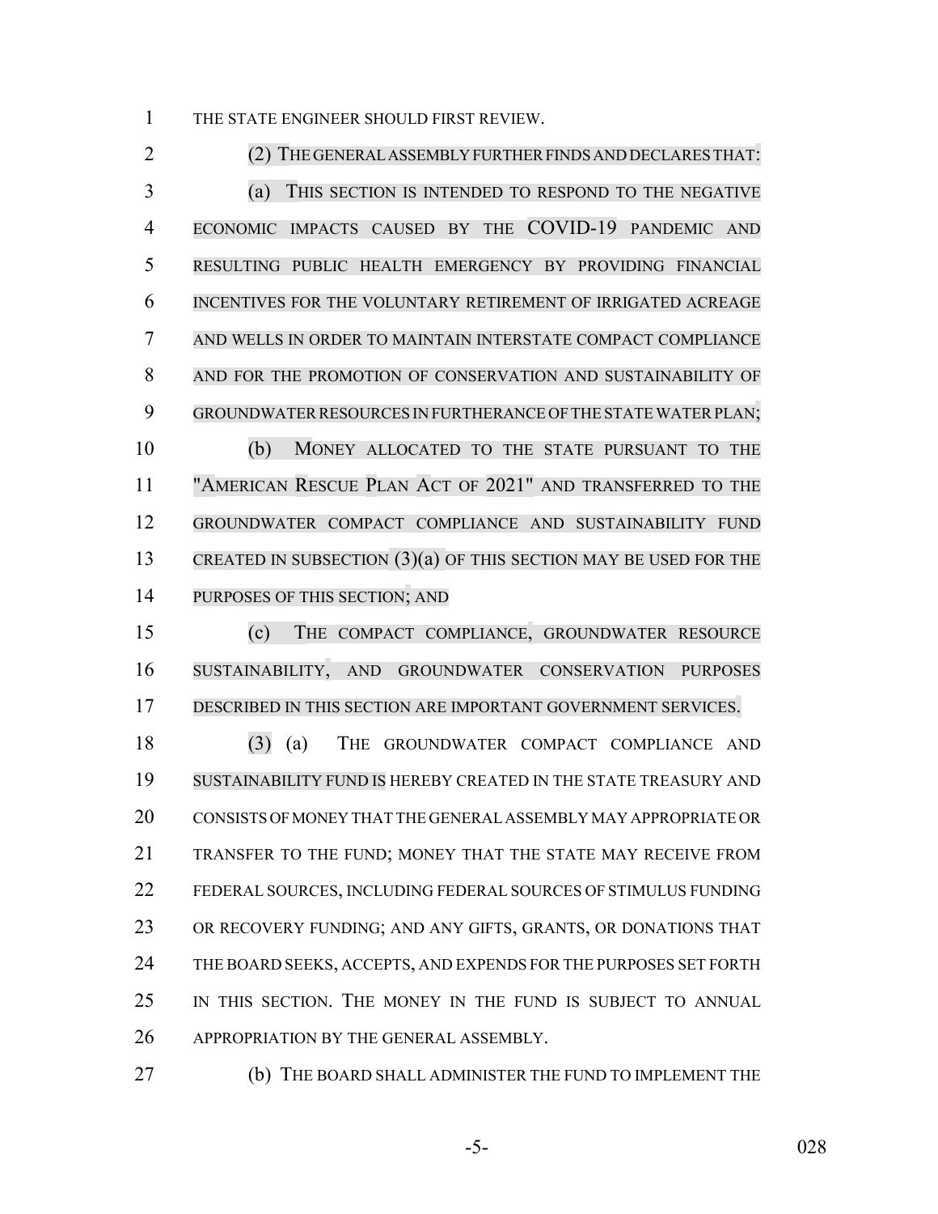THE STATE ENGINEER SHOULD FIRST REVIEW.

(2) THE GENERAL ASSEMBLY FURTHER FINDS AND DECLARES THAT:

(a) THIS SECTION IS INTENDED TO RESPOND TO THE NEGATIVE ECONOMIC IMPACTS CAUSED BY THE COVID-19 PANDEMIC AND RESULTING PUBLIC HEALTH EMERGENCY BY PROVIDING FINANCIAL INCENTIVES FOR THE VOLUNTARY RETIREMENT OF IRRIGATED ACREAGE AND WELLS IN ORDER TO MAINTAIN INTERSTATE COMPACT COMPLIANCE AND FOR THE PROMOTION OF CONSERVATION AND SUSTAINABILITY OF GROUNDWATER RESOURCES IN FURTHERANCE OF THE STATE WATER PLAN;

(b) MONEY ALLOCATED TO THE STATE PURSUANT TO THE "AMERICAN RESCUE PLAN ACT OF 2021" AND TRANSFERRED TO THE GROUNDWATER COMPACT COMPLIANCE AND SUSTAINABILITY FUND CREATED IN SUBSECTION (3)(a) OF THIS SECTION MAY BE USED FOR THE PURPOSES OF THIS SECTION; AND

(c) THE COMPACT COMPLIANCE, GROUNDWATER RESOURCE SUSTAINABILITY, AND GROUNDWATER CONSERVATION PURPOSES DESCRIBED IN THIS SECTION ARE IMPORTANT GOVERNMENT SERVICES.

(3) (a) THE GROUNDWATER COMPACT COMPLIANCE AND SUSTAINABILITY FUND IS HEREBY CREATED IN THE STATE TREASURY AND CONSISTS OF MONEY THAT THE GENERAL ASSEMBLY MAY APPROPRIATE OR TRANSFER TO THE FUND; MONEY THAT THE STATE MAY RECEIVE FROM FEDERAL SOURCES, INCLUDING FEDERAL SOURCES OF STIMULUS FUNDING OR RECOVERY FUNDING; AND ANY GIFTS, GRANTS, OR DONATIONS THAT THE BOARD SEEKS, ACCEPTS, AND EXPENDS FOR THE PURPOSES SET FORTH IN THIS SECTION. THE MONEY IN THE FUND IS SUBJECT TO ANNUAL APPROPRIATION BY THE GENERAL ASSEMBLY.

(b) THE BOARD SHALL ADMINISTER THE FUND TO IMPLEMENT THE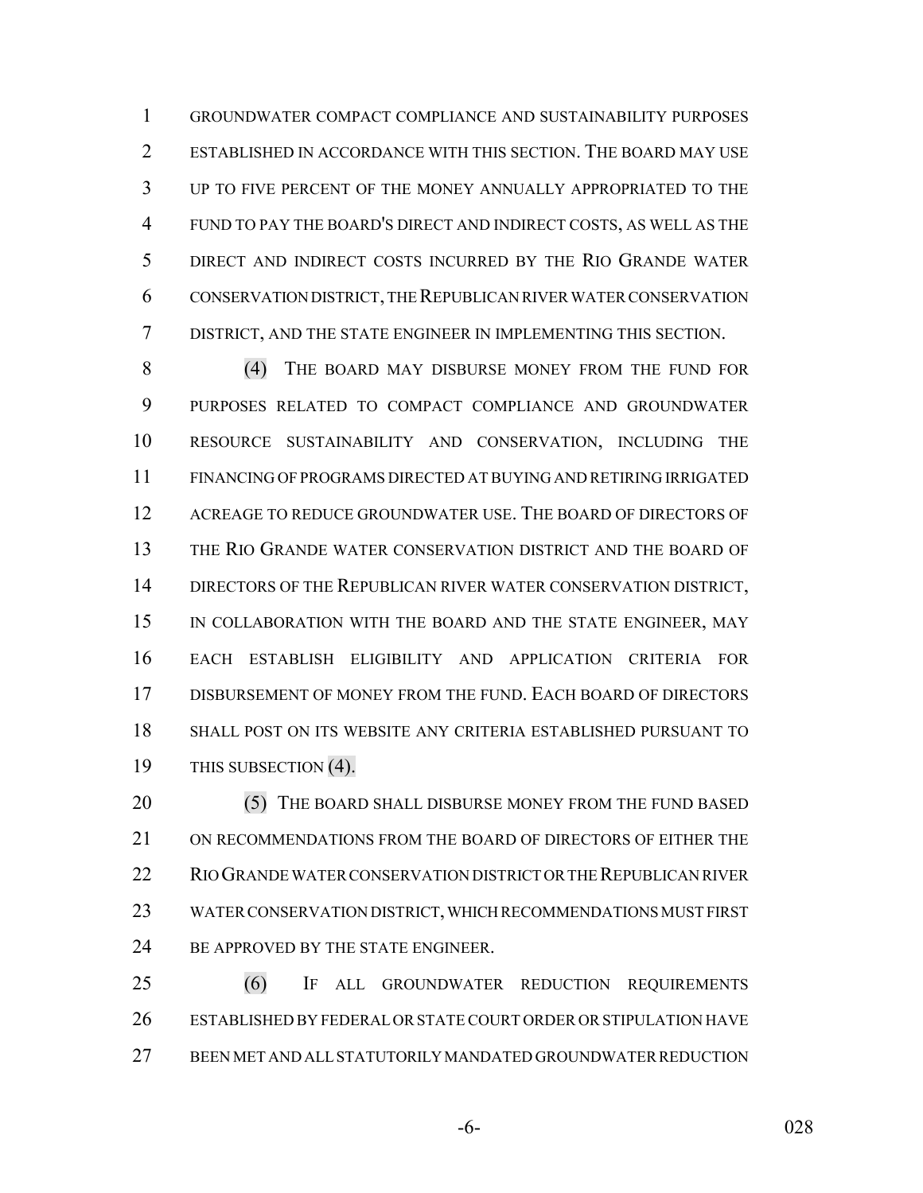GROUNDWATER COMPACT COMPLIANCE AND SUSTAINABILITY PURPOSES ESTABLISHED IN ACCORDANCE WITH THIS SECTION. THE BOARD MAY USE UP TO FIVE PERCENT OF THE MONEY ANNUALLY APPROPRIATED TO THE FUND TO PAY THE BOARD'S DIRECT AND INDIRECT COSTS, AS WELL AS THE DIRECT AND INDIRECT COSTS INCURRED BY THE RIO GRANDE WATER CONSERVATION DISTRICT, THE REPUBLICAN RIVER WATER CONSERVATION DISTRICT, AND THE STATE ENGINEER IN IMPLEMENTING THIS SECTION.

(4) THE BOARD MAY DISBURSE MONEY FROM THE FUND FOR PURPOSES RELATED TO COMPACT COMPLIANCE AND GROUNDWATER RESOURCE SUSTAINABILITY AND CONSERVATION, INCLUDING THE FINANCING OF PROGRAMS DIRECTED AT BUYING AND RETIRING IRRIGATED ACREAGE TO REDUCE GROUNDWATER USE. THE BOARD OF DIRECTORS OF THE RIO GRANDE WATER CONSERVATION DISTRICT AND THE BOARD OF DIRECTORS OF THE REPUBLICAN RIVER WATER CONSERVATION DISTRICT, IN COLLABORATION WITH THE BOARD AND THE STATE ENGINEER, MAY EACH ESTABLISH ELIGIBILITY AND APPLICATION CRITERIA FOR DISBURSEMENT OF MONEY FROM THE FUND. EACH BOARD OF DIRECTORS SHALL POST ON ITS WEBSITE ANY CRITERIA ESTABLISHED PURSUANT TO THIS SUBSECTION (4).

(5) THE BOARD SHALL DISBURSE MONEY FROM THE FUND BASED ON RECOMMENDATIONS FROM THE BOARD OF DIRECTORS OF EITHER THE RIO GRANDE WATER CONSERVATION DISTRICT OR THE REPUBLICAN RIVER WATER CONSERVATION DISTRICT, WHICH RECOMMENDATIONS MUST FIRST BE APPROVED BY THE STATE ENGINEER.

(6) IF ALL GROUNDWATER REDUCTION REQUIREMENTS ESTABLISHED BY FEDERAL OR STATE COURT ORDER OR STIPULATION HAVE BEEN MET AND ALL STATUTORILY MANDATED GROUNDWATER REDUCTION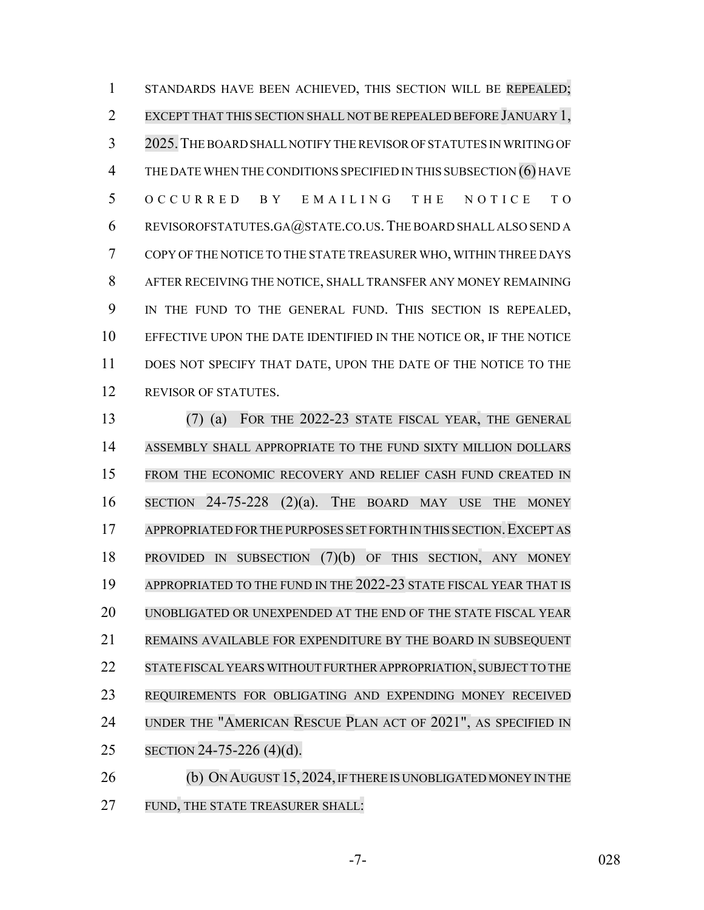STANDARDS HAVE BEEN ACHIEVED, THIS SECTION WILL BE REPEALED; EXCEPT THAT THIS SECTION SHALL NOT BE REPEALED BEFORE JANUARY 1, 2025. THE BOARD SHALL NOTIFY THE REVISOR OF STATUTES IN WRITING OF THE DATE WHEN THE CONDITIONS SPECIFIED IN THIS SUBSECTION (6) HAVE OCCURRED BY EMAILING THE NOTICE TO REVISOROFSTATUTES.GA@STATE.CO.US. THE BOARD SHALL ALSO SEND A COPY OF THE NOTICE TO THE STATE TREASURER WHO, WITHIN THREE DAYS AFTER RECEIVING THE NOTICE, SHALL TRANSFER ANY MONEY REMAINING IN THE FUND TO THE GENERAL FUND. THIS SECTION IS REPEALED, EFFECTIVE UPON THE DATE IDENTIFIED IN THE NOTICE OR, IF THE NOTICE DOES NOT SPECIFY THAT DATE, UPON THE DATE OF THE NOTICE TO THE REVISOR OF STATUTES.

(7) (a) FOR THE 2022-23 STATE FISCAL YEAR, THE GENERAL ASSEMBLY SHALL APPROPRIATE TO THE FUND SIXTY MILLION DOLLARS FROM THE ECONOMIC RECOVERY AND RELIEF CASH FUND CREATED IN SECTION 24-75-228 (2)(a). THE BOARD MAY USE THE MONEY APPROPRIATED FOR THE PURPOSES SET FORTH IN THIS SECTION. EXCEPT AS PROVIDED IN SUBSECTION (7)(b) OF THIS SECTION, ANY MONEY APPROPRIATED TO THE FUND IN THE 2022-23 STATE FISCAL YEAR THAT IS UNOBLIGATED OR UNEXPENDED AT THE END OF THE STATE FISCAL YEAR REMAINS AVAILABLE FOR EXPENDITURE BY THE BOARD IN SUBSEQUENT STATE FISCAL YEARS WITHOUT FURTHER APPROPRIATION, SUBJECT TO THE REQUIREMENTS FOR OBLIGATING AND EXPENDING MONEY RECEIVED UNDER THE "AMERICAN RESCUE PLAN ACT OF 2021", AS SPECIFIED IN SECTION 24-75-226 (4)(d).

(b) ON AUGUST 15, 2024, IF THERE IS UNOBLIGATED MONEY IN THE FUND, THE STATE TREASURER SHALL: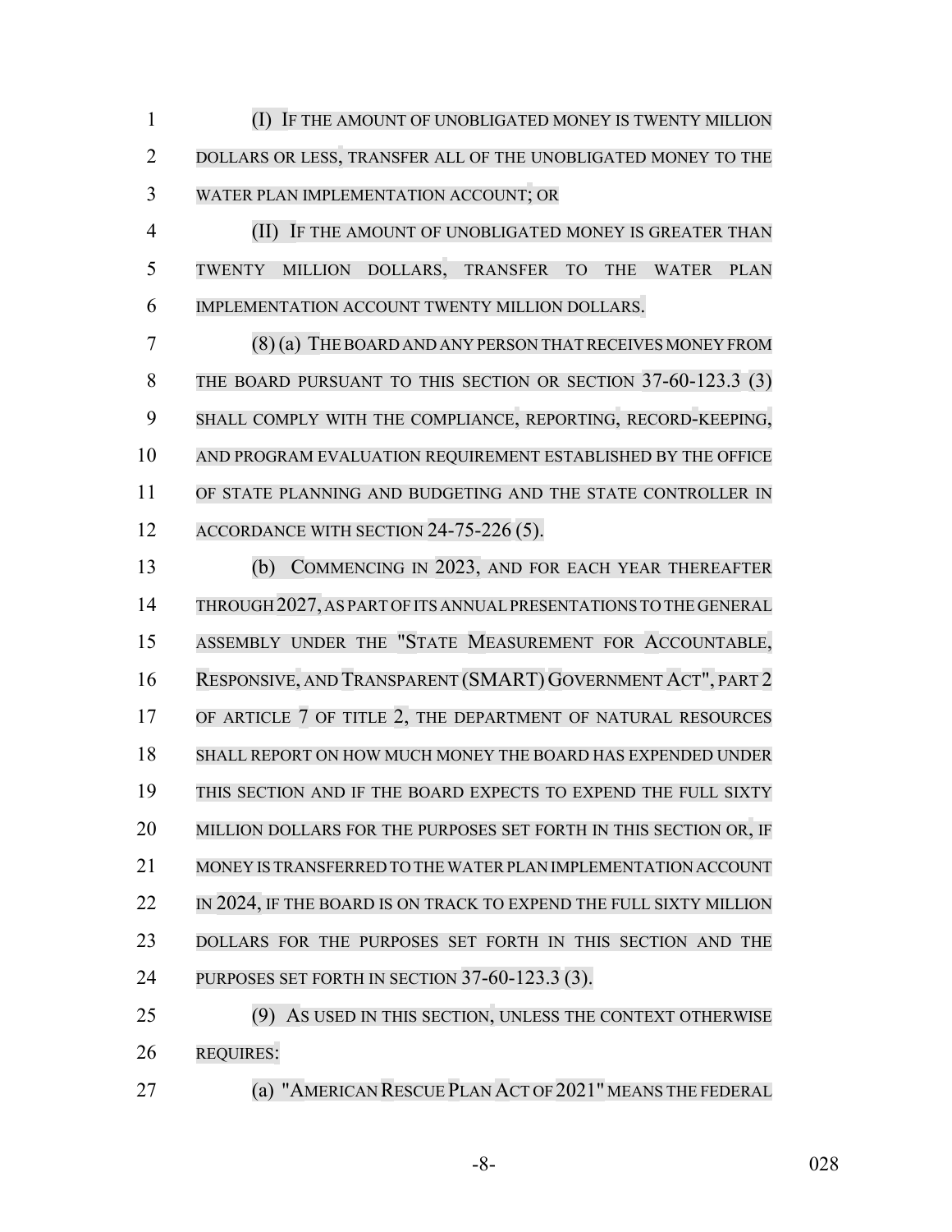(I) IF THE AMOUNT OF UNOBLIGATED MONEY IS TWENTY MILLION DOLLARS OR LESS, TRANSFER ALL OF THE UNOBLIGATED MONEY TO THE WATER PLAN IMPLEMENTATION ACCOUNT; OR

(II) IF THE AMOUNT OF UNOBLIGATED MONEY IS GREATER THAN TWENTY MILLION DOLLARS, TRANSFER TO THE WATER PLAN IMPLEMENTATION ACCOUNT TWENTY MILLION DOLLARS.

(8) (a) THE BOARD AND ANY PERSON THAT RECEIVES MONEY FROM THE BOARD PURSUANT TO THIS SECTION OR SECTION 37-60-123.3 (3) SHALL COMPLY WITH THE COMPLIANCE, REPORTING, RECORD-KEEPING, AND PROGRAM EVALUATION REQUIREMENT ESTABLISHED BY THE OFFICE OF STATE PLANNING AND BUDGETING AND THE STATE CONTROLLER IN ACCORDANCE WITH SECTION 24-75-226 (5).

(b) COMMENCING IN 2023, AND FOR EACH YEAR THEREAFTER THROUGH 2027, AS PART OF ITS ANNUAL PRESENTATIONS TO THE GENERAL ASSEMBLY UNDER THE "STATE MEASUREMENT FOR ACCOUNTABLE, RESPONSIVE, AND TRANSPARENT (SMART) GOVERNMENT ACT", PART 2 OF ARTICLE 7 OF TITLE 2, THE DEPARTMENT OF NATURAL RESOURCES SHALL REPORT ON HOW MUCH MONEY THE BOARD HAS EXPENDED UNDER THIS SECTION AND IF THE BOARD EXPECTS TO EXPEND THE FULL SIXTY MILLION DOLLARS FOR THE PURPOSES SET FORTH IN THIS SECTION OR, IF MONEY IS TRANSFERRED TO THE WATER PLAN IMPLEMENTATION ACCOUNT IN 2024, IF THE BOARD IS ON TRACK TO EXPEND THE FULL SIXTY MILLION DOLLARS FOR THE PURPOSES SET FORTH IN THIS SECTION AND THE PURPOSES SET FORTH IN SECTION 37-60-123.3 (3).

(9) AS USED IN THIS SECTION, UNLESS THE CONTEXT OTHERWISE REQUIRES:

(a) "AMERICAN RESCUE PLAN ACT OF 2021" MEANS THE FEDERAL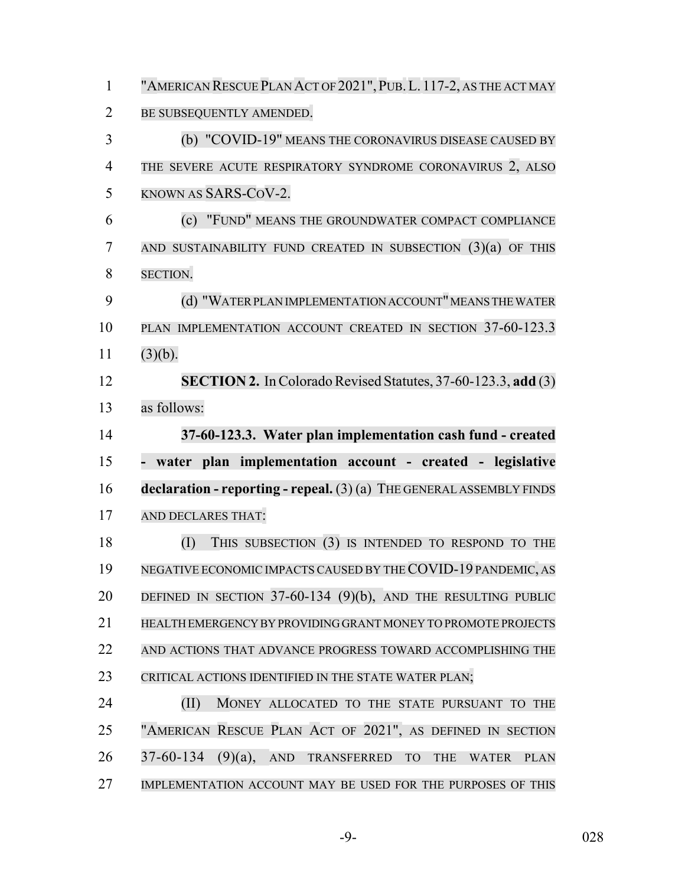"AMERICAN RESCUE PLAN ACT OF 2021", PUB. L. 117-2, AS THE ACT MAY BE SUBSEQUENTLY AMENDED.

(b) "COVID-19" MEANS THE CORONAVIRUS DISEASE CAUSED BY THE SEVERE ACUTE RESPIRATORY SYNDROME CORONAVIRUS 2, ALSO KNOWN AS SARS-COV-2.

(c) "FUND" MEANS THE GROUNDWATER COMPACT COMPLIANCE AND SUSTAINABILITY FUND CREATED IN SUBSECTION (3)(a) OF THIS SECTION.

(d) "WATER PLAN IMPLEMENTATION ACCOUNT" MEANS THE WATER PLAN IMPLEMENTATION ACCOUNT CREATED IN SECTION 37-60-123.3 (3)(b).

**SECTION 2.** In Colorado Revised Statutes, 37-60-123.3, **add** (3) as follows:

**37-60-123.3. Water plan implementation cash fund - created - water plan implementation account - created - legislative declaration - reporting - repeal.** (3) (a) THE GENERAL ASSEMBLY FINDS AND DECLARES THAT:

(I) THIS SUBSECTION (3) IS INTENDED TO RESPOND TO THE NEGATIVE ECONOMIC IMPACTS CAUSED BY THE COVID-19 PANDEMIC, AS DEFINED IN SECTION 37-60-134 (9)(b), AND THE RESULTING PUBLIC HEALTH EMERGENCY BY PROVIDING GRANT MONEY TO PROMOTE PROJECTS AND ACTIONS THAT ADVANCE PROGRESS TOWARD ACCOMPLISHING THE CRITICAL ACTIONS IDENTIFIED IN THE STATE WATER PLAN;

(II) MONEY ALLOCATED TO THE STATE PURSUANT TO THE "AMERICAN RESCUE PLAN ACT OF 2021", AS DEFINED IN SECTION 37-60-134 (9)(a), AND TRANSFERRED TO THE WATER PLAN IMPLEMENTATION ACCOUNT MAY BE USED FOR THE PURPOSES OF THIS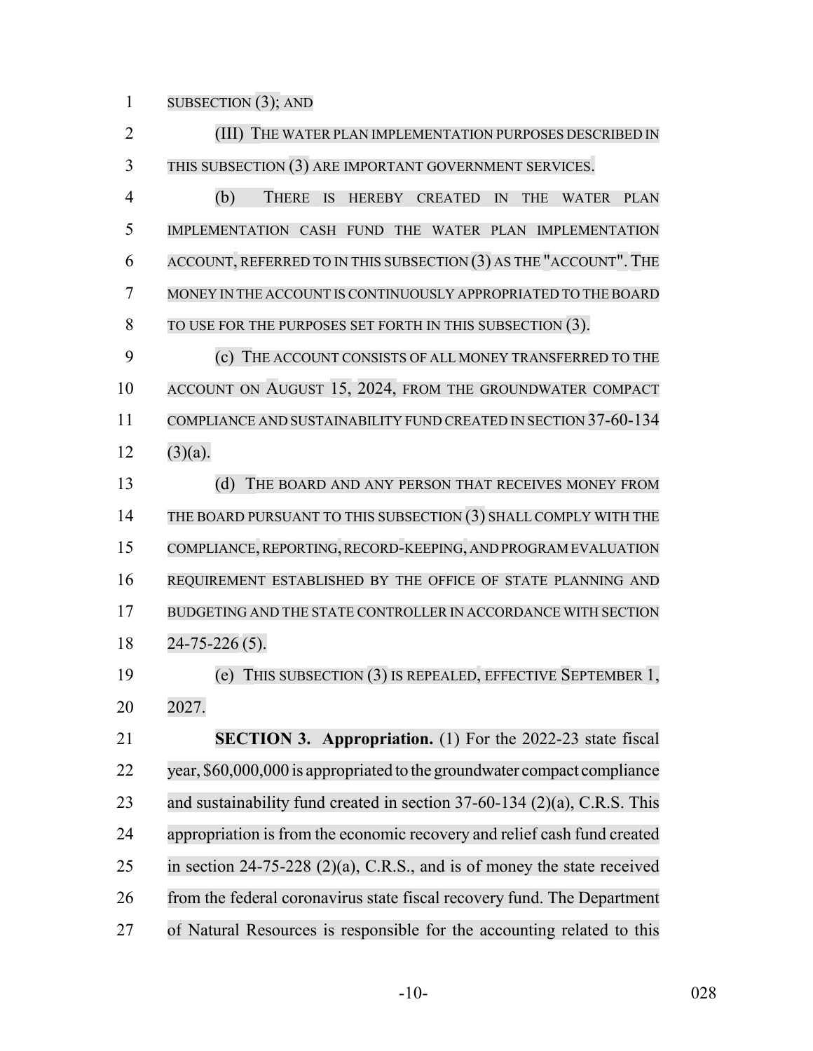SUBSECTION (3); AND

(III) THE WATER PLAN IMPLEMENTATION PURPOSES DESCRIBED IN THIS SUBSECTION (3) ARE IMPORTANT GOVERNMENT SERVICES.

(b) THERE IS HEREBY CREATED IN THE WATER PLAN IMPLEMENTATION CASH FUND THE WATER PLAN IMPLEMENTATION ACCOUNT, REFERRED TO IN THIS SUBSECTION (3) AS THE "ACCOUNT". THE MONEY IN THE ACCOUNT IS CONTINUOUSLY APPROPRIATED TO THE BOARD TO USE FOR THE PURPOSES SET FORTH IN THIS SUBSECTION (3).

(c) THE ACCOUNT CONSISTS OF ALL MONEY TRANSFERRED TO THE ACCOUNT ON AUGUST 15, 2024, FROM THE GROUNDWATER COMPACT COMPLIANCE AND SUSTAINABILITY FUND CREATED IN SECTION 37-60-134 (3)(a).

(d) THE BOARD AND ANY PERSON THAT RECEIVES MONEY FROM THE BOARD PURSUANT TO THIS SUBSECTION (3) SHALL COMPLY WITH THE COMPLIANCE, REPORTING, RECORD-KEEPING, AND PROGRAM EVALUATION REQUIREMENT ESTABLISHED BY THE OFFICE OF STATE PLANNING AND BUDGETING AND THE STATE CONTROLLER IN ACCORDANCE WITH SECTION 24-75-226 (5).

(e) THIS SUBSECTION (3) IS REPEALED, EFFECTIVE SEPTEMBER 1, 2027.

**SECTION 3. Appropriation.** (1) For the 2022-23 state fiscal year, $60,000,000 is appropriated to the groundwater compact compliance and sustainability fund created in section 37-60-134 (2)(a), C.R.S. This appropriation is from the economic recovery and relief cash fund created in section 24-75-228 (2)(a), C.R.S., and is of money the state received from the federal coronavirus state fiscal recovery fund. The Department of Natural Resources is responsible for the accounting related to this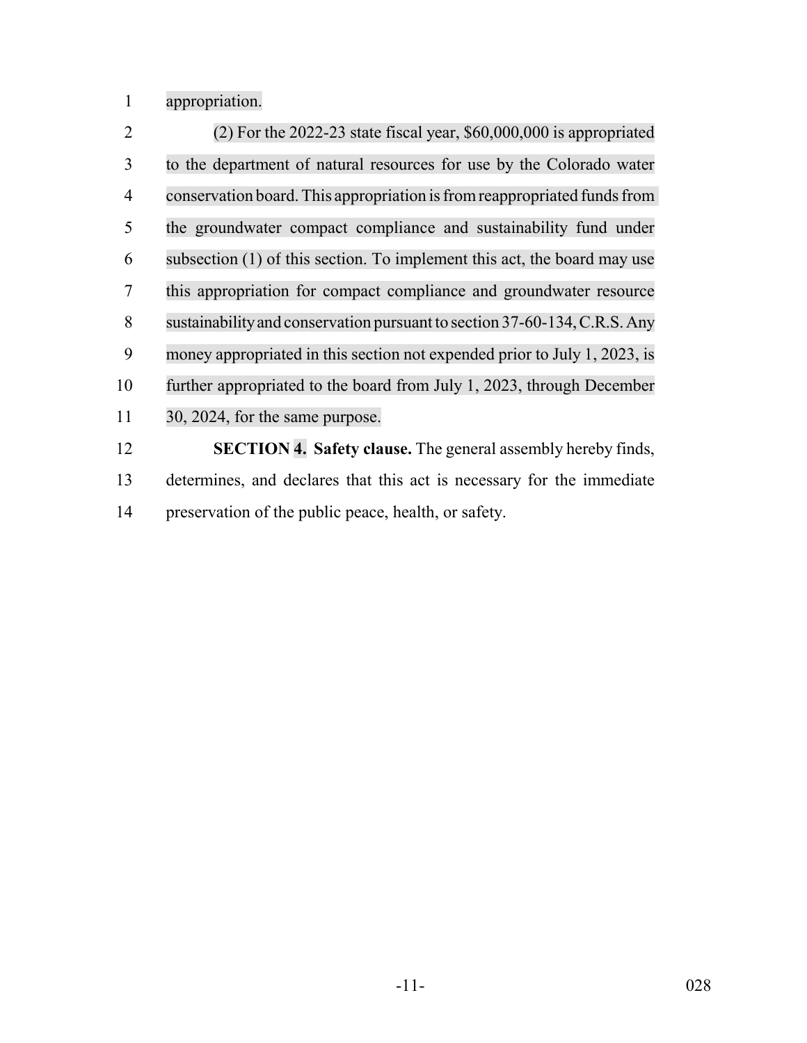appropriation.

(2) For the 2022-23 state fiscal year, $60,000,000 is appropriated to the department of natural resources for use by the Colorado water conservation board. This appropriation is from reappropriated funds from the groundwater compact compliance and sustainability fund under subsection (1) of this section. To implement this act, the board may use this appropriation for compact compliance and groundwater resource sustainability and conservation pursuant to section 37-60-134, C.R.S. Any money appropriated in this section not expended prior to July 1, 2023, is further appropriated to the board from July 1, 2023, through December 30, 2024, for the same purpose.

**SECTION 4. Safety clause.** The general assembly hereby finds, determines, and declares that this act is necessary for the immediate preservation of the public peace, health, or safety.